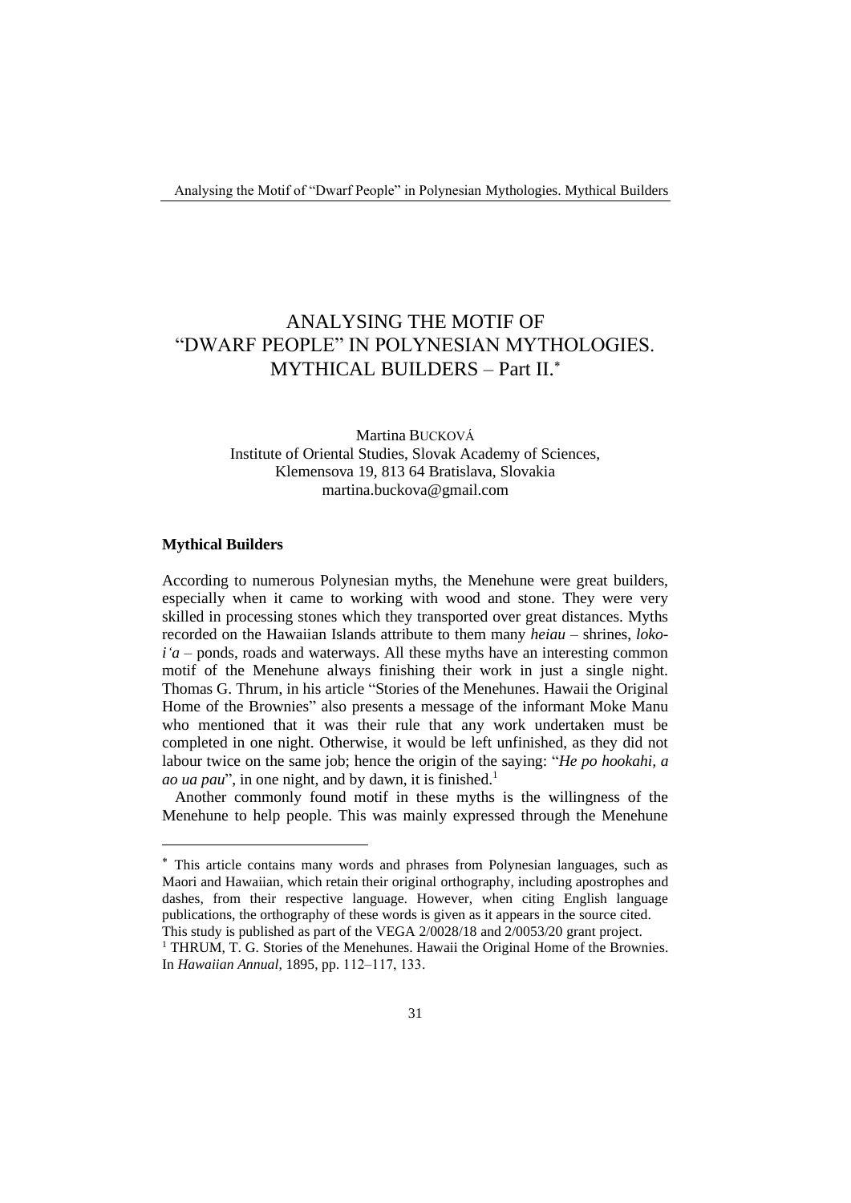# ANALYSING THE MOTIF OF "DWARF PEOPLE" IN POLYNESIAN MYTHOLOGIES. MYTHICAL BUILDERS – Part II.*

Martina BUCKOVÁ
Institute of Oriental Studies, Slovak Academy of Sciences,
Klemensova 19, 813 64 Bratislava, Slovakia
martina.buckova@gmail.com

## Mythical Builders

According to numerous Polynesian myths, the Menehune were great builders, especially when it came to working with wood and stone. They were very skilled in processing stones which they transported over great distances. Myths recorded on the Hawaiian Islands attribute to them many *heiau* – shrines, *loko-i'a* – ponds, roads and waterways. All these myths have an interesting common motif of the Menehune always finishing their work in just a single night. Thomas G. Thrum, in his article "Stories of the Menehunes. Hawaii the Original Home of the Brownies" also presents a message of the informant Moke Manu who mentioned that it was their rule that any work undertaken must be completed in one night. Otherwise, it would be left unfinished, as they did not labour twice on the same job; hence the origin of the saying: "*He po hookahi, a ao ua pau*", in one night, and by dawn, it is finished.[1]

Another commonly found motif in these myths is the willingness of the Menehune to help people. This was mainly expressed through the Menehune

---

\* This article contains many words and phrases from Polynesian languages, such as Maori and Hawaiian, which retain their original orthography, including apostrophes and dashes, from their respective language. However, when citing English language publications, the orthography of these words is given as it appears in the source cited. This study is published as part of the VEGA 2/0028/18 and 2/0053/20 grant project.

[1] THRUM, T. G. Stories of the Menehunes. Hawaii the Original Home of the Brownies. In *Hawaiian Annual*, 1895, pp. 112–117, 133.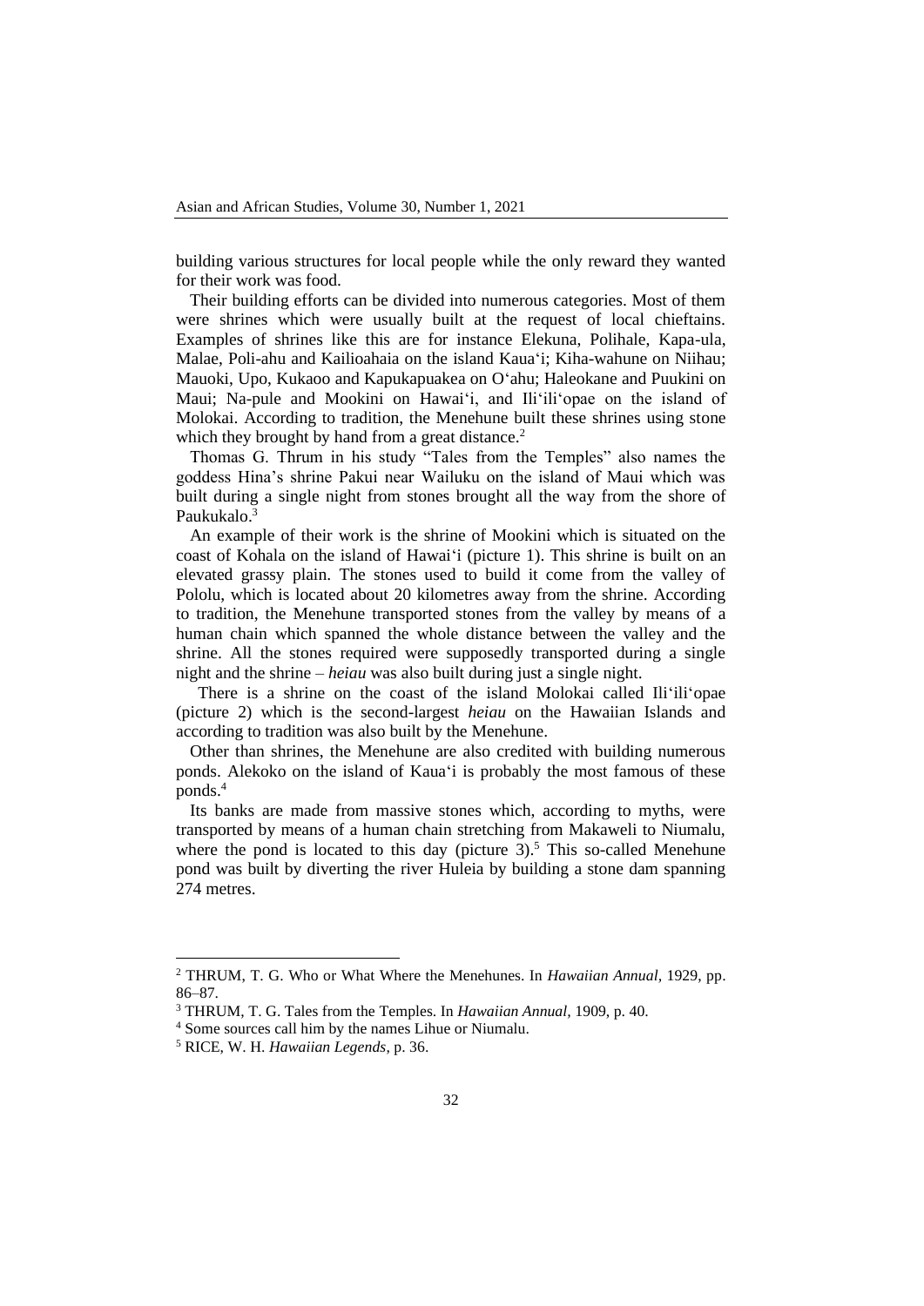building various structures for local people while the only reward they wanted for their work was food.

Their building efforts can be divided into numerous categories. Most of them were shrines which were usually built at the request of local chieftains. Examples of shrines like this are for instance Elekuna, Polihale, Kapa-ula, Malae, Poli-ahu and Kailioahaia on the island Kaua'i; Kiha-wahune on Niihau; Mauoki, Upo, Kukaoo and Kapukapuakea on O'ahu; Haleokane and Puukini on Maui; Na-pule and Mookini on Hawai'i, and Ili'ili'opae on the island of Molokai. According to tradition, the Menehune built these shrines using stone which they brought by hand from a great distance.[2]

Thomas G. Thrum in his study "Tales from the Temples" also names the goddess Hina's shrine Pakui near Wailuku on the island of Maui which was built during a single night from stones brought all the way from the shore of Paukukalo.[3]

An example of their work is the shrine of Mookini which is situated on the coast of Kohala on the island of Hawai'i (picture 1). This shrine is built on an elevated grassy plain. The stones used to build it come from the valley of Pololu, which is located about 20 kilometres away from the shrine. According to tradition, the Menehune transported stones from the valley by means of a human chain which spanned the whole distance between the valley and the shrine. All the stones required were supposedly transported during a single night and the shrine – *heiau* was also built during just a single night.

There is a shrine on the coast of the island Molokai called Ili'ili'opae (picture 2) which is the second-largest *heiau* on the Hawaiian Islands and according to tradition was also built by the Menehune.

Other than shrines, the Menehune are also credited with building numerous ponds. Alekoko on the island of Kaua'i is probably the most famous of these ponds.[4]

Its banks are made from massive stones which, according to myths, were transported by means of a human chain stretching from Makaweli to Niumalu, where the pond is located to this day (picture 3).[5] This so-called Menehune pond was built by diverting the river Huleia by building a stone dam spanning 274 metres.

---

[2] THRUM, T. G. Who or What Where the Menehunes. In *Hawaiian Annual*, 1929, pp. 86–87.

[3] THRUM, T. G. Tales from the Temples. In *Hawaiian Annual*, 1909, p. 40.

[4] Some sources call him by the names Lihue or Niumalu.

[5] RICE, W. H. *Hawaiian Legends*, p. 36.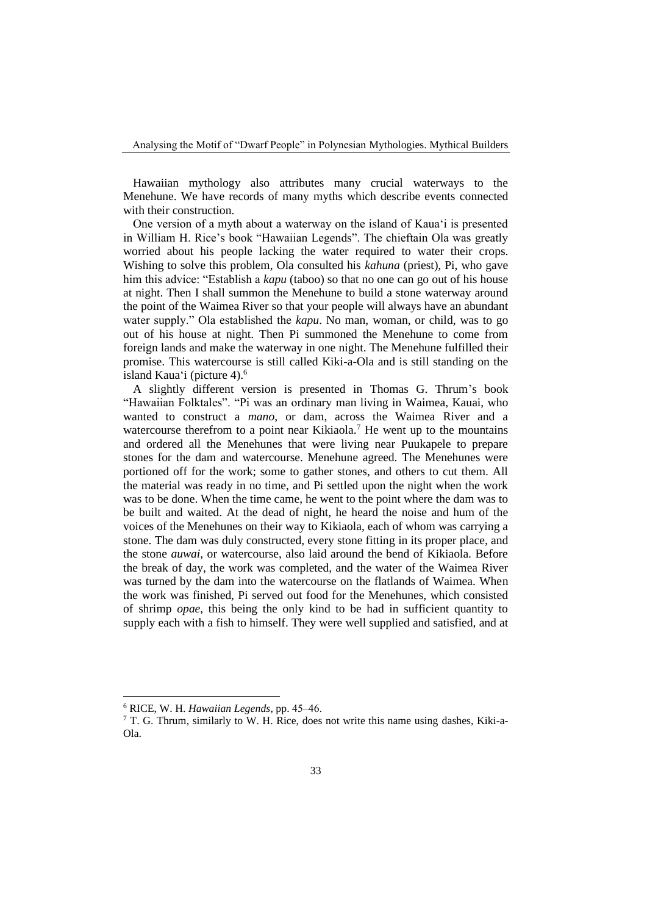Hawaiian mythology also attributes many crucial waterways to the Menehune. We have records of many myths which describe events connected with their construction.

One version of a myth about a waterway on the island of Kaua'i is presented in William H. Rice's book "Hawaiian Legends". The chieftain Ola was greatly worried about his people lacking the water required to water their crops. Wishing to solve this problem, Ola consulted his *kahuna* (priest), Pi, who gave him this advice: "Establish a *kapu* (taboo) so that no one can go out of his house at night. Then I shall summon the Menehune to build a stone waterway around the point of the Waimea River so that your people will always have an abundant water supply." Ola established the *kapu*. No man, woman, or child, was to go out of his house at night. Then Pi summoned the Menehune to come from foreign lands and make the waterway in one night. The Menehune fulfilled their promise. This watercourse is still called Kiki-a-Ola and is still standing on the island Kaua'i (picture 4).[6]

A slightly different version is presented in Thomas G. Thrum's book "Hawaiian Folktales". "Pi was an ordinary man living in Waimea, Kauai, who wanted to construct a *mano*, or dam, across the Waimea River and a watercourse therefrom to a point near Kikiaola.[7] He went up to the mountains and ordered all the Menehunes that were living near Puukapele to prepare stones for the dam and watercourse. Menehune agreed. The Menehunes were portioned off for the work; some to gather stones, and others to cut them. All the material was ready in no time, and Pi settled upon the night when the work was to be done. When the time came, he went to the point where the dam was to be built and waited. At the dead of night, he heard the noise and hum of the voices of the Menehunes on their way to Kikiaola, each of whom was carrying a stone. The dam was duly constructed, every stone fitting in its proper place, and the stone *auwai*, or watercourse, also laid around the bend of Kikiaola. Before the break of day, the work was completed, and the water of the Waimea River was turned by the dam into the watercourse on the flatlands of Waimea. When the work was finished, Pi served out food for the Menehunes, which consisted of shrimp *opae*, this being the only kind to be had in sufficient quantity to supply each with a fish to himself. They were well supplied and satisfied, and at

---

[6] RICE, W. H. *Hawaiian Legends*, pp. 45–46.

[7] T. G. Thrum, similarly to W. H. Rice, does not write this name using dashes, Kiki-a-Ola.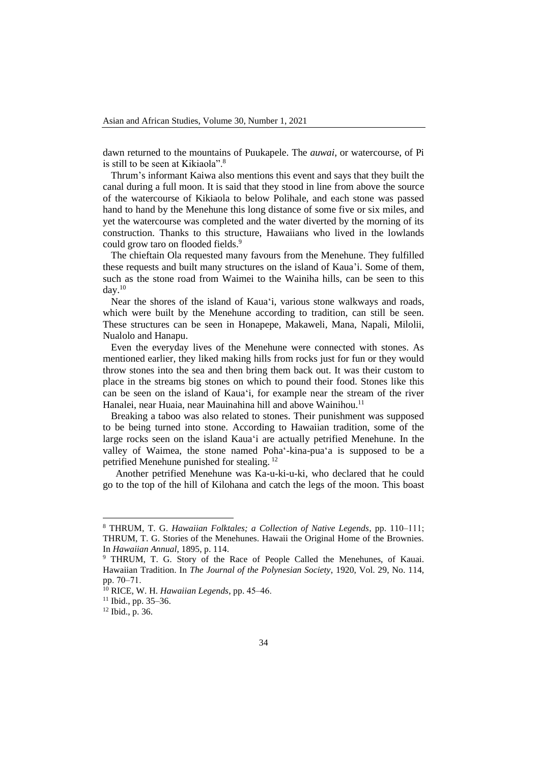dawn returned to the mountains of Puukapele. The *auwai*, or watercourse, of Pi is still to be seen at Kikiaola".[8]

Thrum's informant Kaiwa also mentions this event and says that they built the canal during a full moon. It is said that they stood in line from above the source of the watercourse of Kikiaola to below Polihale, and each stone was passed hand to hand by the Menehune this long distance of some five or six miles, and yet the watercourse was completed and the water diverted by the morning of its construction. Thanks to this structure, Hawaiians who lived in the lowlands could grow taro on flooded fields.[9]

The chieftain Ola requested many favours from the Menehune. They fulfilled these requests and built many structures on the island of Kaua'i. Some of them, such as the stone road from Waimei to the Wainiha hills, can be seen to this day.[10]

Near the shores of the island of Kaua'i, various stone walkways and roads, which were built by the Menehune according to tradition, can still be seen. These structures can be seen in Honapepe, Makaweli, Mana, Napali, Milolii, Nualolo and Hanapu.

Even the everyday lives of the Menehune were connected with stones. As mentioned earlier, they liked making hills from rocks just for fun or they would throw stones into the sea and then bring them back out. It was their custom to place in the streams big stones on which to pound their food. Stones like this can be seen on the island of Kaua'i, for example near the stream of the river Hanalei, near Huaia, near Mauinahina hill and above Wainihou.[11]

Breaking a taboo was also related to stones. Their punishment was supposed to be being turned into stone. According to Hawaiian tradition, some of the large rocks seen on the island Kaua'i are actually petrified Menehune. In the valley of Waimea, the stone named Poha'-kina-pua'a is supposed to be a petrified Menehune punished for stealing.[12]

Another petrified Menehune was Ka-u-ki-u-ki, who declared that he could go to the top of the hill of Kilohana and catch the legs of the moon. This boast

---

[8] THRUM, T. G. *Hawaiian Folktales; a Collection of Native Legends*, pp. 110–111; THRUM, T. G. Stories of the Menehunes. Hawaii the Original Home of the Brownies. In *Hawaiian Annual*, 1895, p. 114.

[9] THRUM, T. G. Story of the Race of People Called the Menehunes, of Kauai. Hawaiian Tradition. In *The Journal of the Polynesian Society*, 1920, Vol. 29, No. 114, pp. 70–71.

[10] RICE, W. H. *Hawaiian Legends*, pp. 45–46.

[11] Ibid., pp. 35–36.

[12] Ibid., p. 36.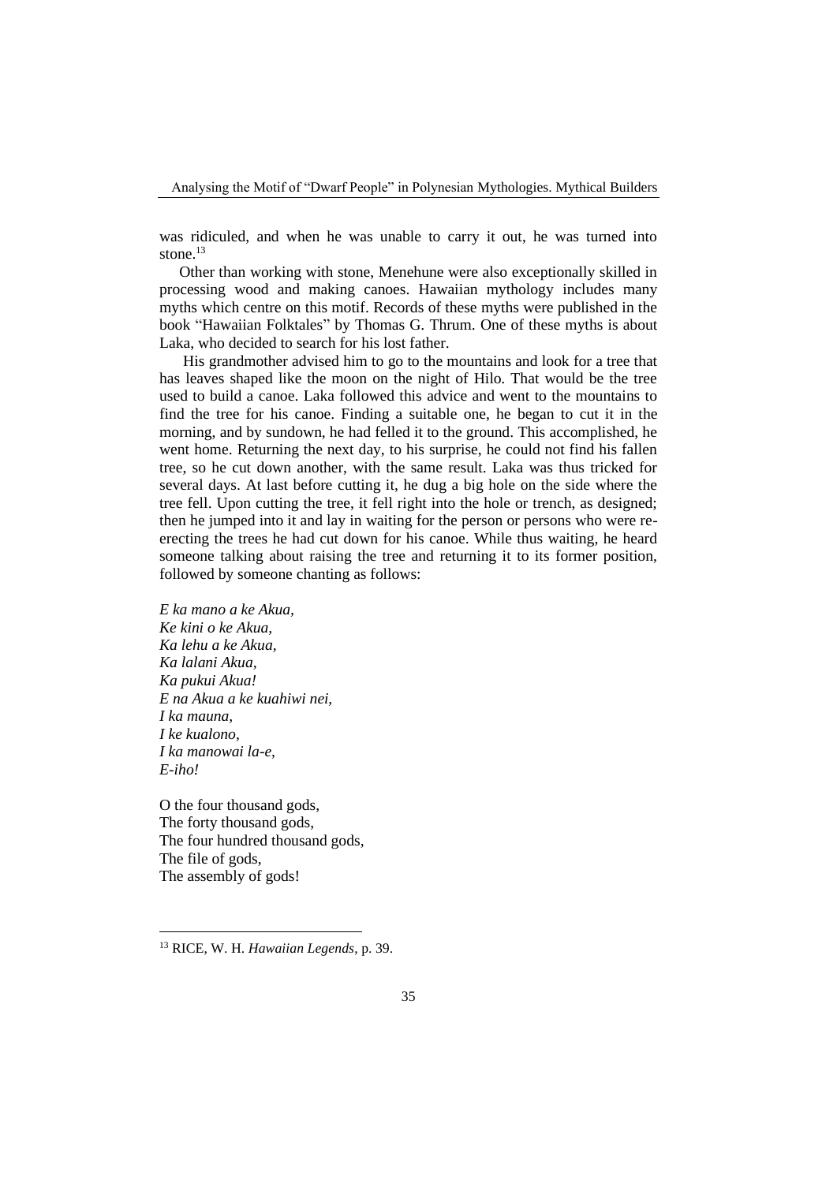was ridiculed, and when he was unable to carry it out, he was turned into stone.[13]

Other than working with stone, Menehune were also exceptionally skilled in processing wood and making canoes. Hawaiian mythology includes many myths which centre on this motif. Records of these myths were published in the book "Hawaiian Folktales" by Thomas G. Thrum. One of these myths is about Laka, who decided to search for his lost father.

His grandmother advised him to go to the mountains and look for a tree that has leaves shaped like the moon on the night of Hilo. That would be the tree used to build a canoe. Laka followed this advice and went to the mountains to find the tree for his canoe. Finding a suitable one, he began to cut it in the morning, and by sundown, he had felled it to the ground. This accomplished, he went home. Returning the next day, to his surprise, he could not find his fallen tree, so he cut down another, with the same result. Laka was thus tricked for several days. At last before cutting it, he dug a big hole on the side where the tree fell. Upon cutting the tree, it fell right into the hole or trench, as designed; then he jumped into it and lay in waiting for the person or persons who were re-erecting the trees he had cut down for his canoe. While thus waiting, he heard someone talking about raising the tree and returning it to its former position, followed by someone chanting as follows:

*E ka mano a ke Akua,*
*Ke kini o ke Akua,*
*Ka lehu a ke Akua,*
*Ka lalani Akua,*
*Ka pukui Akua!*
*E na Akua a ke kuahiwi nei,*
*I ka mauna,*
*I ke kualono,*
*I ka manowai la-e,*
*E-iho!*

O the four thousand gods,
The forty thousand gods,
The four hundred thousand gods,
The file of gods,
The assembly of gods!

[13] RICE, W. H. *Hawaiian Legends*, p. 39.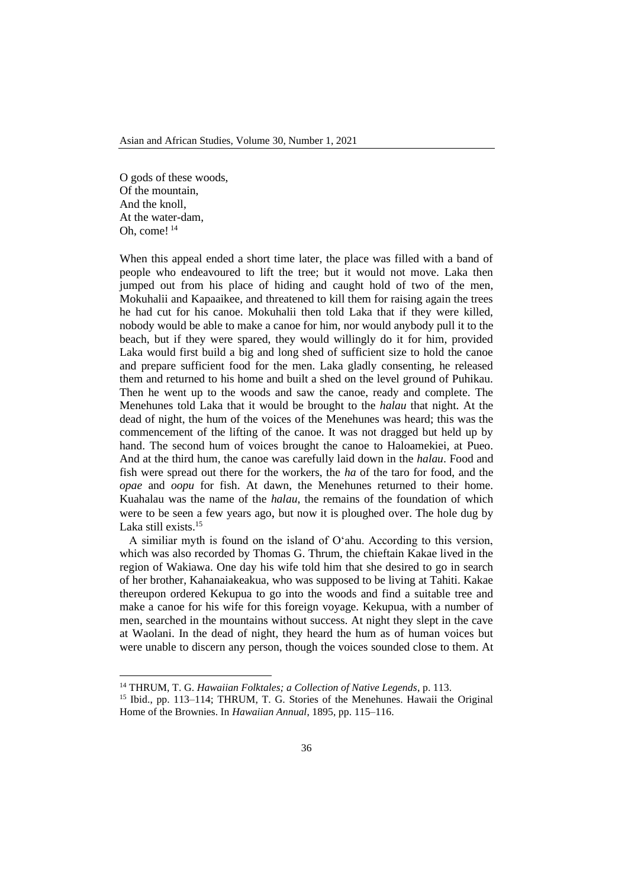O gods of these woods,  
Of the mountain,  
And the knoll,  
At the water-dam,  
Oh, come! [14]

When this appeal ended a short time later, the place was filled with a band of people who endeavoured to lift the tree; but it would not move. Laka then jumped out from his place of hiding and caught hold of two of the men, Mokuhalii and Kapaaikee, and threatened to kill them for raising again the trees he had cut for his canoe. Mokuhalii then told Laka that if they were killed, nobody would be able to make a canoe for him, nor would anybody pull it to the beach, but if they were spared, they would willingly do it for him, provided Laka would first build a big and long shed of sufficient size to hold the canoe and prepare sufficient food for the men. Laka gladly consenting, he released them and returned to his home and built a shed on the level ground of Puhikau. Then he went up to the woods and saw the canoe, ready and complete. The Menehunes told Laka that it would be brought to the *halau* that night. At the dead of night, the hum of the voices of the Menehunes was heard; this was the commencement of the lifting of the canoe. It was not dragged but held up by hand. The second hum of voices brought the canoe to Haloamekiei, at Pueo. And at the third hum, the canoe was carefully laid down in the *halau*. Food and fish were spread out there for the workers, the *ha* of the taro for food, and the *opae* and *oopu* for fish. At dawn, the Menehunes returned to their home. Kuahalau was the name of the *halau*, the remains of the foundation of which were to be seen a few years ago, but now it is ploughed over. The hole dug by Laka still exists.[15]

A similiar myth is found on the island of O‘ahu. According to this version, which was also recorded by Thomas G. Thrum, the chieftain Kakae lived in the region of Wakiawa. One day his wife told him that she desired to go in search of her brother, Kahanaiakeakua, who was supposed to be living at Tahiti. Kakae thereupon ordered Kekupua to go into the woods and find a suitable tree and make a canoe for his wife for this foreign voyage. Kekupua, with a number of men, searched in the mountains without success. At night they slept in the cave at Waolani. In the dead of night, they heard the hum as of human voices but were unable to discern any person, though the voices sounded close to them. At

---

[14] THRUM, T. G. *Hawaiian Folktales; a Collection of Native Legends*, p. 113.

[15] Ibid., pp. 113–114; THRUM, T. G. Stories of the Menehunes. Hawaii the Original Home of the Brownies. In *Hawaiian Annual*, 1895, pp. 115–116.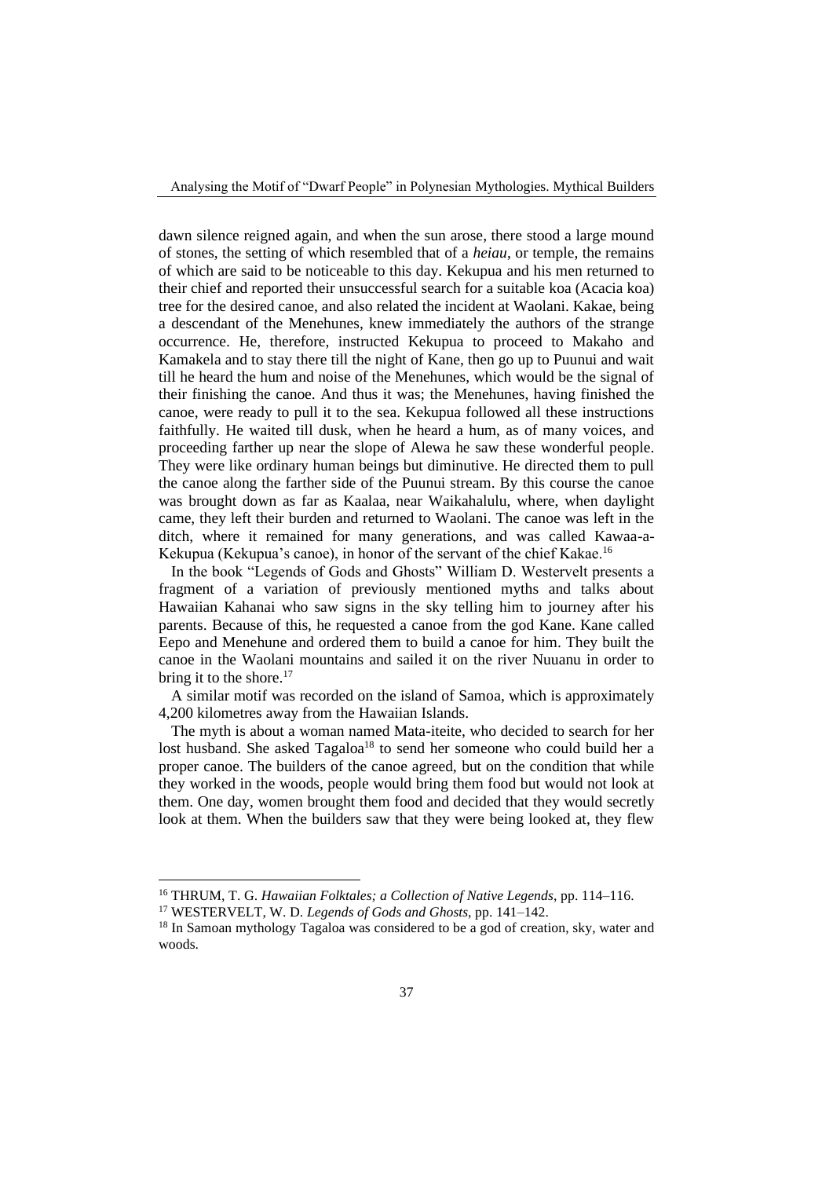dawn silence reigned again, and when the sun arose, there stood a large mound of stones, the setting of which resembled that of a *heiau*, or temple, the remains of which are said to be noticeable to this day. Kekupua and his men returned to their chief and reported their unsuccessful search for a suitable koa (Acacia koa) tree for the desired canoe, and also related the incident at Waolani. Kakae, being a descendant of the Menehunes, knew immediately the authors of the strange occurrence. He, therefore, instructed Kekupua to proceed to Makaho and Kamakela and to stay there till the night of Kane, then go up to Puunui and wait till he heard the hum and noise of the Menehunes, which would be the signal of their finishing the canoe. And thus it was; the Menehunes, having finished the canoe, were ready to pull it to the sea. Kekupua followed all these instructions faithfully. He waited till dusk, when he heard a hum, as of many voices, and proceeding farther up near the slope of Alewa he saw these wonderful people. They were like ordinary human beings but diminutive. He directed them to pull the canoe along the farther side of the Puunui stream. By this course the canoe was brought down as far as Kaalaa, near Waikahalulu, where, when daylight came, they left their burden and returned to Waolani. The canoe was left in the ditch, where it remained for many generations, and was called Kawaa-a-Kekupua (Kekupua's canoe), in honor of the servant of the chief Kakae.[16]

In the book "Legends of Gods and Ghosts" William D. Westervelt presents a fragment of a variation of previously mentioned myths and talks about Hawaiian Kahanai who saw signs in the sky telling him to journey after his parents. Because of this, he requested a canoe from the god Kane. Kane called Eepo and Menehune and ordered them to build a canoe for him. They built the canoe in the Waolani mountains and sailed it on the river Nuuanu in order to bring it to the shore.[17]

A similar motif was recorded on the island of Samoa, which is approximately 4,200 kilometres away from the Hawaiian Islands.

The myth is about a woman named Mata-iteite, who decided to search for her lost husband. She asked Tagaloa[18] to send her someone who could build her a proper canoe. The builders of the canoe agreed, but on the condition that while they worked in the woods, people would bring them food but would not look at them. One day, women brought them food and decided that they would secretly look at them. When the builders saw that they were being looked at, they flew

---

[16] THRUM, T. G. *Hawaiian Folktales; a Collection of Native Legends*, pp. 114–116.

[17] WESTERVELT, W. D. *Legends of Gods and Ghosts*, pp. 141–142.

[18] In Samoan mythology Tagaloa was considered to be a god of creation, sky, water and woods.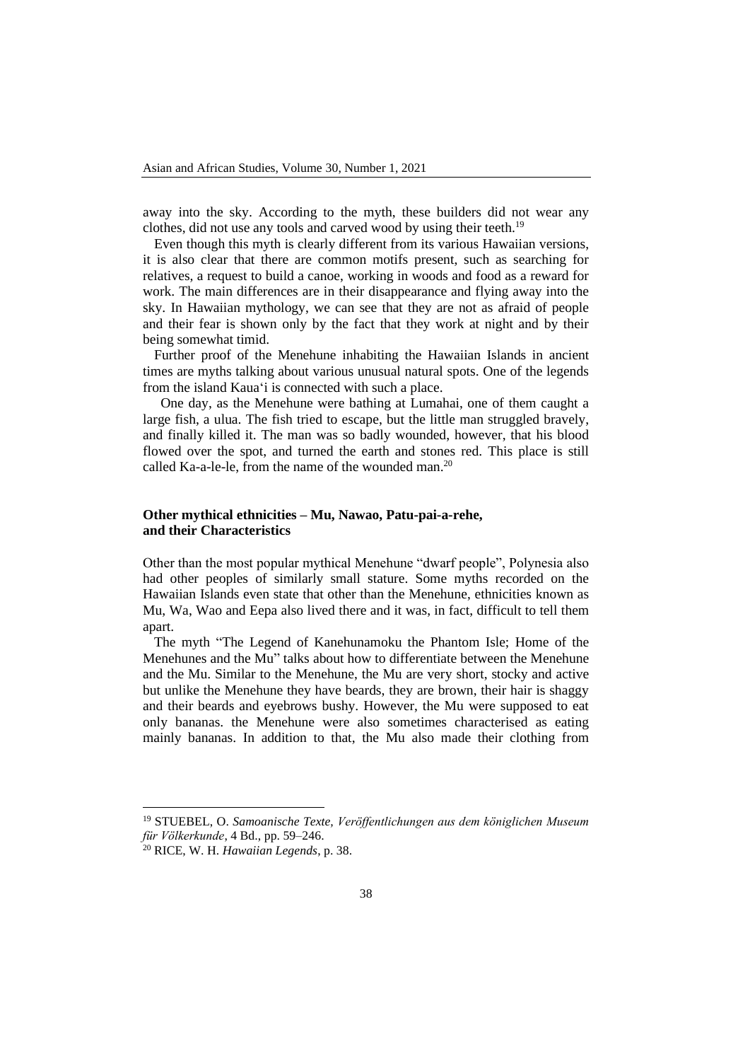away into the sky. According to the myth, these builders did not wear any clothes, did not use any tools and carved wood by using their teeth.[19]

Even though this myth is clearly different from its various Hawaiian versions, it is also clear that there are common motifs present, such as searching for relatives, a request to build a canoe, working in woods and food as a reward for work. The main differences are in their disappearance and flying away into the sky. In Hawaiian mythology, we can see that they are not as afraid of people and their fear is shown only by the fact that they work at night and by their being somewhat timid.

Further proof of the Menehune inhabiting the Hawaiian Islands in ancient times are myths talking about various unusual natural spots. One of the legends from the island Kaua'i is connected with such a place.

One day, as the Menehune were bathing at Lumahai, one of them caught a large fish, a ulua. The fish tried to escape, but the little man struggled bravely, and finally killed it. The man was so badly wounded, however, that his blood flowed over the spot, and turned the earth and stones red. This place is still called Ka-a-le-le, from the name of the wounded man.[20]

### Other mythical ethnicities – Mu, Nawao, Patu-pai-a-rehe, and their Characteristics

Other than the most popular mythical Menehune "dwarf people", Polynesia also had other peoples of similarly small stature. Some myths recorded on the Hawaiian Islands even state that other than the Menehune, ethnicities known as Mu, Wa, Wao and Eepa also lived there and it was, in fact, difficult to tell them apart.

The myth "The Legend of Kanehunamoku the Phantom Isle; Home of the Menehunes and the Mu" talks about how to differentiate between the Menehune and the Mu. Similar to the Menehune, the Mu are very short, stocky and active but unlike the Menehune they have beards, they are brown, their hair is shaggy and their beards and eyebrows bushy. However, the Mu were supposed to eat only bananas. the Menehune were also sometimes characterised as eating mainly bananas. In addition to that, the Mu also made their clothing from

---

[19] STUEBEL, O. *Samoanische Texte, Veröffentlichungen aus dem königlichen Museum für Völkerkunde*, 4 Bd., pp. 59–246.

[20] RICE, W. H. *Hawaiian Legends*, p. 38.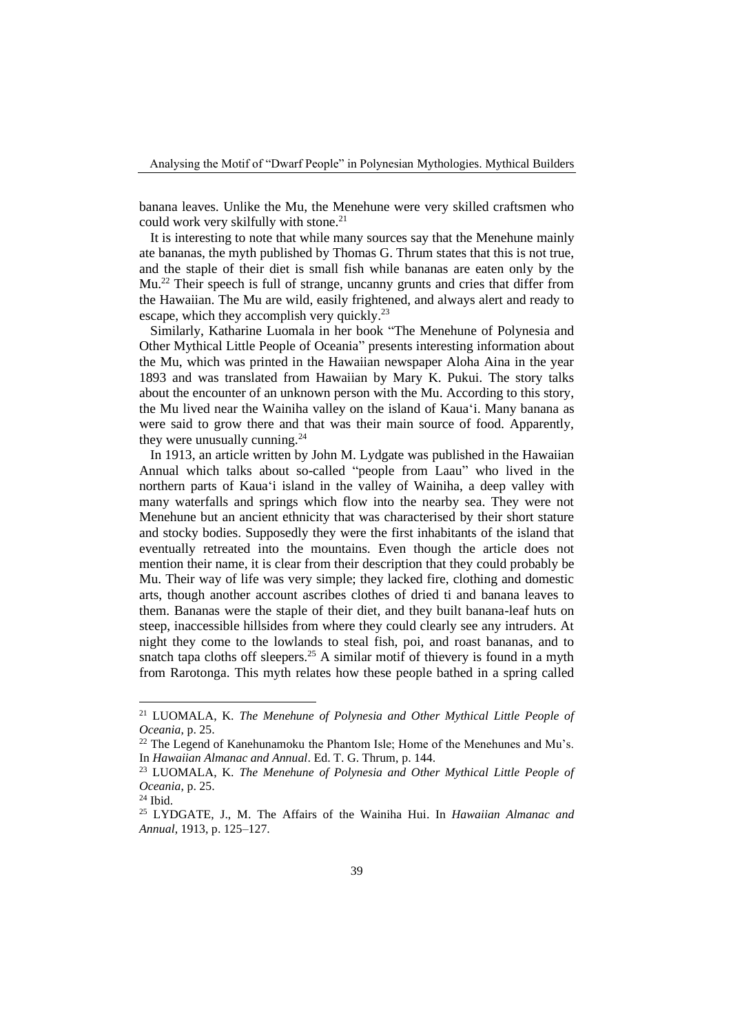banana leaves. Unlike the Mu, the Menehune were very skilled craftsmen who could work very skilfully with stone.[21]

It is interesting to note that while many sources say that the Menehune mainly ate bananas, the myth published by Thomas G. Thrum states that this is not true, and the staple of their diet is small fish while bananas are eaten only by the Mu.[22] Their speech is full of strange, uncanny grunts and cries that differ from the Hawaiian. The Mu are wild, easily frightened, and always alert and ready to escape, which they accomplish very quickly.[23]

Similarly, Katharine Luomala in her book "The Menehune of Polynesia and Other Mythical Little People of Oceania" presents interesting information about the Mu, which was printed in the Hawaiian newspaper Aloha Aina in the year 1893 and was translated from Hawaiian by Mary K. Pukui. The story talks about the encounter of an unknown person with the Mu. According to this story, the Mu lived near the Wainiha valley on the island of Kaua'i. Many banana as were said to grow there and that was their main source of food. Apparently, they were unusually cunning.[24]

In 1913, an article written by John M. Lydgate was published in the Hawaiian Annual which talks about so-called "people from Laau" who lived in the northern parts of Kaua'i island in the valley of Wainiha, a deep valley with many waterfalls and springs which flow into the nearby sea. They were not Menehune but an ancient ethnicity that was characterised by their short stature and stocky bodies. Supposedly they were the first inhabitants of the island that eventually retreated into the mountains. Even though the article does not mention their name, it is clear from their description that they could probably be Mu. Their way of life was very simple; they lacked fire, clothing and domestic arts, though another account ascribes clothes of dried ti and banana leaves to them. Bananas were the staple of their diet, and they built banana-leaf huts on steep, inaccessible hillsides from where they could clearly see any intruders. At night they come to the lowlands to steal fish, poi, and roast bananas, and to snatch tapa cloths off sleepers.[25] A similar motif of thievery is found in a myth from Rarotonga. This myth relates how these people bathed in a spring called

---

[21] LUOMALA, K. *The Menehune of Polynesia and Other Mythical Little People of Oceania*, p. 25.

[22] The Legend of Kanehunamoku the Phantom Isle; Home of the Menehunes and Mu's. In *Hawaiian Almanac and Annual*. Ed. T. G. Thrum, p. 144.

[23] LUOMALA, K. *The Menehune of Polynesia and Other Mythical Little People of Oceania*, p. 25.

[24] Ibid.

[25] LYDGATE, J., M. The Affairs of the Wainiha Hui. In *Hawaiian Almanac and Annual*, 1913, p. 125–127.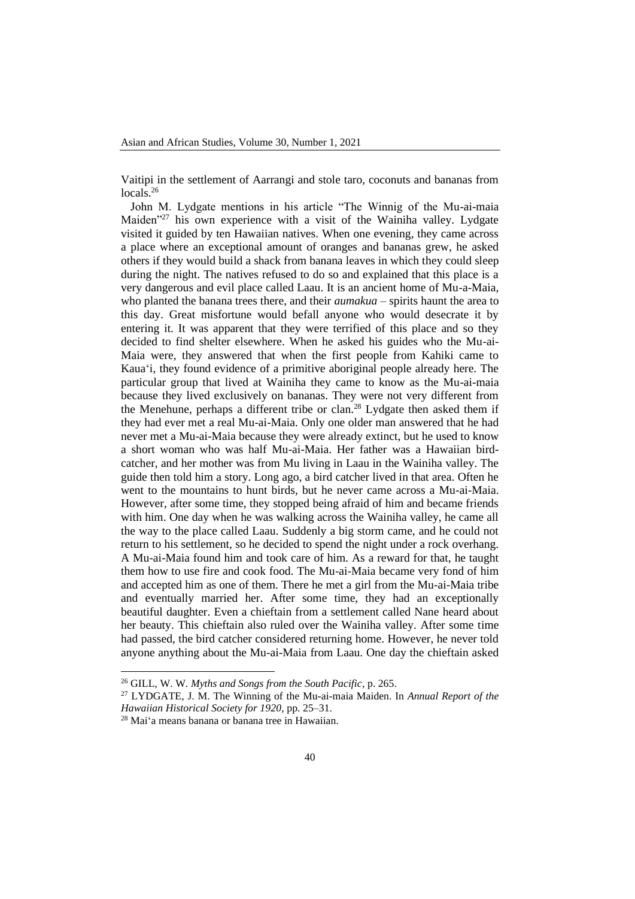Vaitipi in the settlement of Aarrangi and stole taro, coconuts and bananas from locals.[26]

John M. Lydgate mentions in his article "The Winnig of the Mu-ai-maia Maiden"[27] his own experience with a visit of the Wainiha valley. Lydgate visited it guided by ten Hawaiian natives. When one evening, they came across a place where an exceptional amount of oranges and bananas grew, he asked others if they would build a shack from banana leaves in which they could sleep during the night. The natives refused to do so and explained that this place is a very dangerous and evil place called Laau. It is an ancient home of Mu-a-Maia, who planted the banana trees there, and their *aumakua* – spirits haunt the area to this day. Great misfortune would befall anyone who would desecrate it by entering it. It was apparent that they were terrified of this place and so they decided to find shelter elsewhere. When he asked his guides who the Mu-ai-Maia were, they answered that when the first people from Kahiki came to Kaua'i, they found evidence of a primitive aboriginal people already here. The particular group that lived at Wainiha they came to know as the Mu-ai-maia because they lived exclusively on bananas. They were not very different from the Menehune, perhaps a different tribe or clan.[28] Lydgate then asked them if they had ever met a real Mu-ai-Maia. Only one older man answered that he had never met a Mu-ai-Maia because they were already extinct, but he used to know a short woman who was half Mu-ai-Maia. Her father was a Hawaiian bird-catcher, and her mother was from Mu living in Laau in the Wainiha valley. The guide then told him a story. Long ago, a bird catcher lived in that area. Often he went to the mountains to hunt birds, but he never came across a Mu-ai-Maia. However, after some time, they stopped being afraid of him and became friends with him. One day when he was walking across the Wainiha valley, he came all the way to the place called Laau. Suddenly a big storm came, and he could not return to his settlement, so he decided to spend the night under a rock overhang. A Mu-ai-Maia found him and took care of him. As a reward for that, he taught them how to use fire and cook food. The Mu-ai-Maia became very fond of him and accepted him as one of them. There he met a girl from the Mu-ai-Maia tribe and eventually married her. After some time, they had an exceptionally beautiful daughter. Even a chieftain from a settlement called Nane heard about her beauty. This chieftain also ruled over the Wainiha valley. After some time had passed, the bird catcher considered returning home. However, he never told anyone anything about the Mu-ai-Maia from Laau. One day the chieftain asked

---

[26] GILL, W. W. *Myths and Songs from the South Pacific*, p. 265.

[27] LYDGATE, J. M. The Winning of the Mu-ai-maia Maiden. In *Annual Report of the Hawaiian Historical Society for 1920*, pp. 25–31.

[28] Mai'a means banana or banana tree in Hawaiian.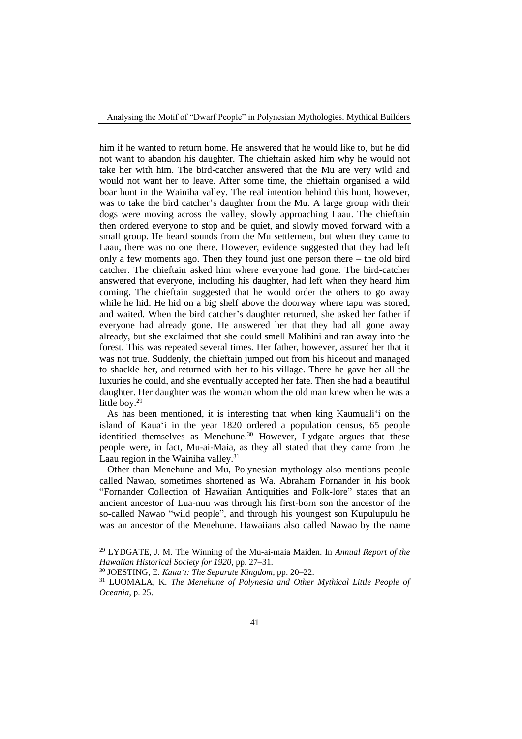him if he wanted to return home. He answered that he would like to, but he did not want to abandon his daughter. The chieftain asked him why he would not take her with him. The bird-catcher answered that the Mu are very wild and would not want her to leave. After some time, the chieftain organised a wild boar hunt in the Wainiha valley. The real intention behind this hunt, however, was to take the bird catcher's daughter from the Mu. A large group with their dogs were moving across the valley, slowly approaching Laau. The chieftain then ordered everyone to stop and be quiet, and slowly moved forward with a small group. He heard sounds from the Mu settlement, but when they came to Laau, there was no one there. However, evidence suggested that they had left only a few moments ago. Then they found just one person there – the old bird catcher. The chieftain asked him where everyone had gone. The bird-catcher answered that everyone, including his daughter, had left when they heard him coming. The chieftain suggested that he would order the others to go away while he hid. He hid on a big shelf above the doorway where tapu was stored, and waited. When the bird catcher's daughter returned, she asked her father if everyone had already gone. He answered her that they had all gone away already, but she exclaimed that she could smell Malihini and ran away into the forest. This was repeated several times. Her father, however, assured her that it was not true. Suddenly, the chieftain jumped out from his hideout and managed to shackle her, and returned with her to his village. There he gave her all the luxuries he could, and she eventually accepted her fate. Then she had a beautiful daughter. Her daughter was the woman whom the old man knew when he was a little boy.[29]

As has been mentioned, it is interesting that when king Kaumuali'i on the island of Kaua'i in the year 1820 ordered a population census, 65 people identified themselves as Menehune.[30] However, Lydgate argues that these people were, in fact, Mu-ai-Maia, as they all stated that they came from the Laau region in the Wainiha valley.[31]

Other than Menehune and Mu, Polynesian mythology also mentions people called Nawao, sometimes shortened as Wa. Abraham Fornander in his book "Fornander Collection of Hawaiian Antiquities and Folk-lore" states that an ancient ancestor of Lua-nuu was through his first-born son the ancestor of the so-called Nawao "wild people", and through his youngest son Kupulupulu he was an ancestor of the Menehune. Hawaiians also called Nawao by the name

---

[29] LYDGATE, J. M. The Winning of the Mu-ai-maia Maiden. In *Annual Report of the Hawaiian Historical Society for 1920*, pp. 27–31.

[30] JOESTING, E. *Kaua'i: The Separate Kingdom*, pp. 20–22.

[31] LUOMALA, K. *The Menehune of Polynesia and Other Mythical Little People of Oceania*, p. 25.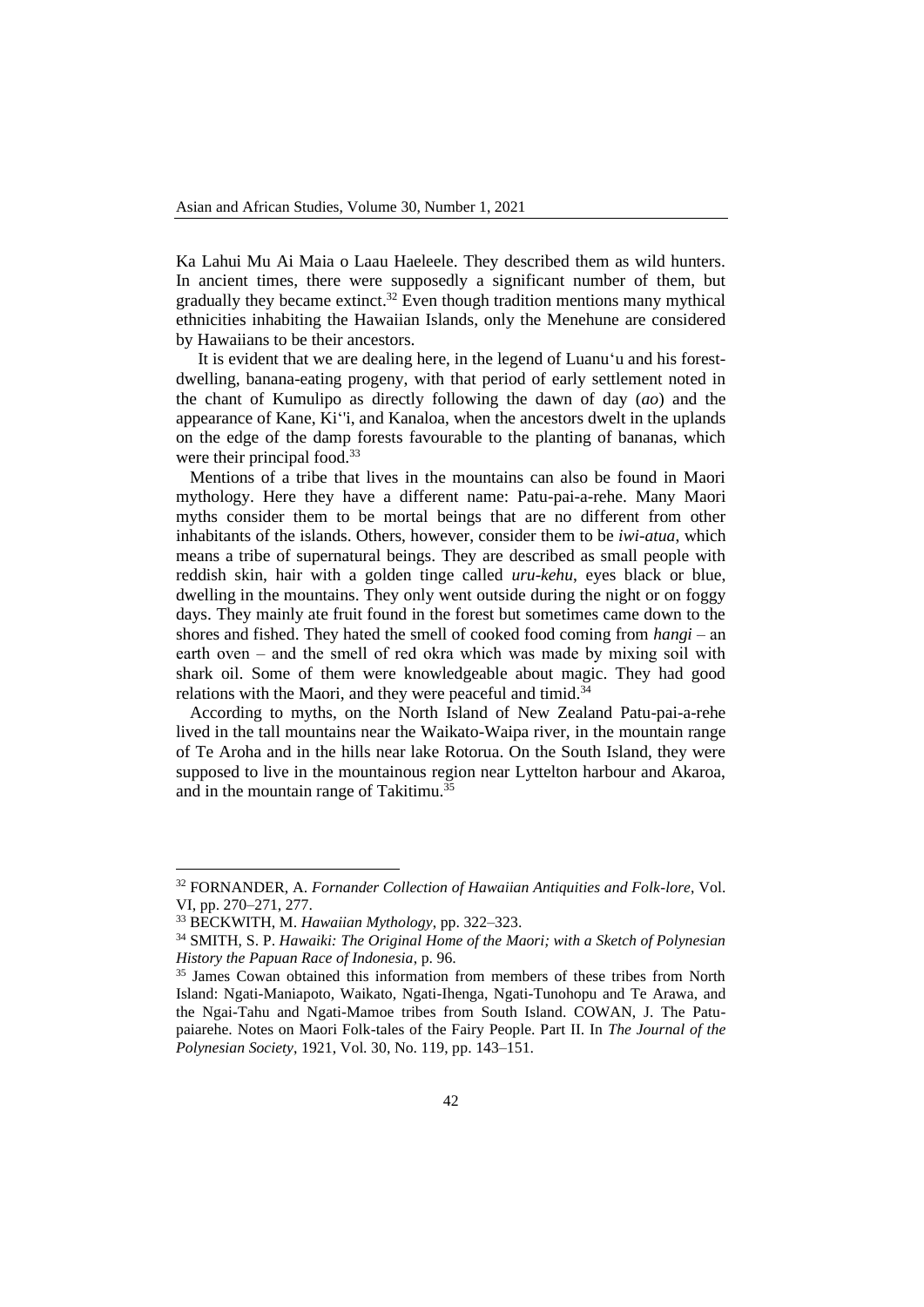Ka Lahui Mu Ai Maia o Laau Haeleele. They described them as wild hunters. In ancient times, there were supposedly a significant number of them, but gradually they became extinct.[32] Even though tradition mentions many mythical ethnicities inhabiting the Hawaiian Islands, only the Menehune are considered by Hawaiians to be their ancestors.

It is evident that we are dealing here, in the legend of Luanuʻu and his forest-dwelling, banana-eating progeny, with that period of early settlement noted in the chant of Kumulipo as directly following the dawn of day (*ao*) and the appearance of Kane, Ki'ʻi, and Kanaloa, when the ancestors dwelt in the uplands on the edge of the damp forests favourable to the planting of bananas, which were their principal food.[33]

Mentions of a tribe that lives in the mountains can also be found in Maori mythology. Here they have a different name: Patu-pai-a-rehe. Many Maori myths consider them to be mortal beings that are no different from other inhabitants of the islands. Others, however, consider them to be *iwi-atua*, which means a tribe of supernatural beings. They are described as small people with reddish skin, hair with a golden tinge called *uru-kehu*, eyes black or blue, dwelling in the mountains. They only went outside during the night or on foggy days. They mainly ate fruit found in the forest but sometimes came down to the shores and fished. They hated the smell of cooked food coming from *hangi* – an earth oven – and the smell of red okra which was made by mixing soil with shark oil. Some of them were knowledgeable about magic. They had good relations with the Maori, and they were peaceful and timid.[34]

According to myths, on the North Island of New Zealand Patu-pai-a-rehe lived in the tall mountains near the Waikato-Waipa river, in the mountain range of Te Aroha and in the hills near lake Rotorua. On the South Island, they were supposed to live in the mountainous region near Lyttelton harbour and Akaroa, and in the mountain range of Takitimu.[35]

---

[32] FORNANDER, A. *Fornander Collection of Hawaiian Antiquities and Folk-lore*, Vol. VI, pp. 270–271, 277.

[33] BECKWITH, M. *Hawaiian Mythology*, pp. 322–323.

[34] SMITH, S. P. *Hawaiki: The Original Home of the Maori; with a Sketch of Polynesian History the Papuan Race of Indonesia*, p. 96.

[35] James Cowan obtained this information from members of these tribes from North Island: Ngati-Maniapoto, Waikato, Ngati-Ihenga, Ngati-Tunohopu and Te Arawa, and the Ngai-Tahu and Ngati-Mamoe tribes from South Island. COWAN, J. The Patu-paiarehe. Notes on Maori Folk-tales of the Fairy People. Part II. In *The Journal of the Polynesian Society*, 1921, Vol. 30, No. 119, pp. 143–151.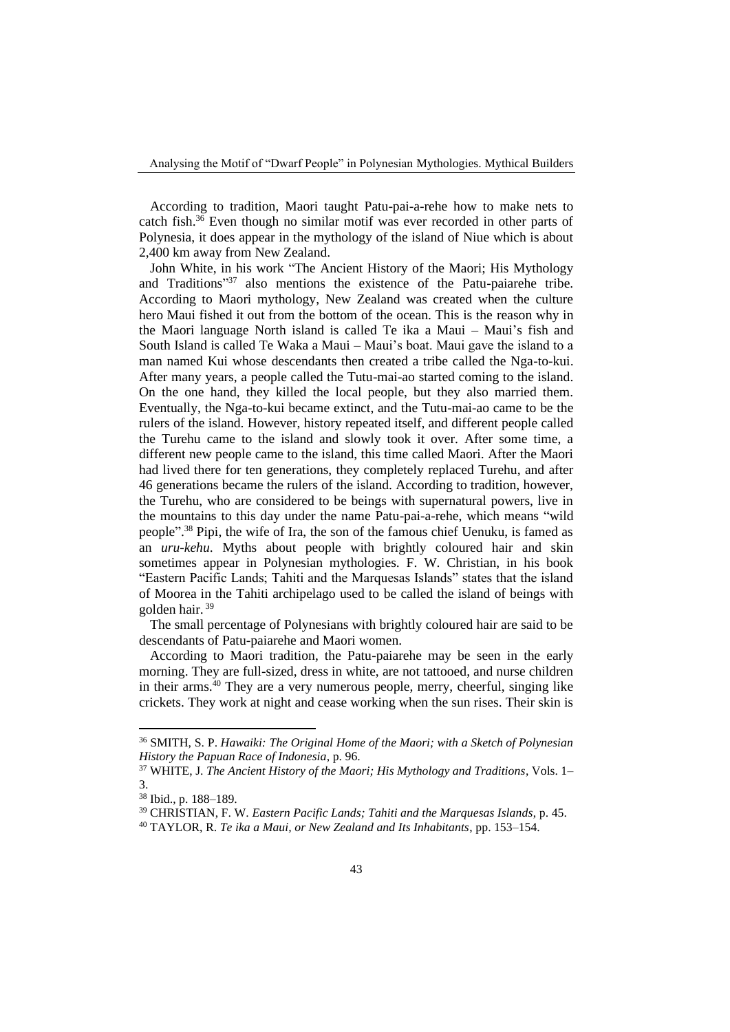According to tradition, Maori taught Patu-pai-a-rehe how to make nets to catch fish.[36] Even though no similar motif was ever recorded in other parts of Polynesia, it does appear in the mythology of the island of Niue which is about 2,400 km away from New Zealand.

John White, in his work "The Ancient History of the Maori; His Mythology and Traditions"[37] also mentions the existence of the Patu-paiarehe tribe. According to Maori mythology, New Zealand was created when the culture hero Maui fished it out from the bottom of the ocean. This is the reason why in the Maori language North island is called Te ika a Maui – Maui's fish and South Island is called Te Waka a Maui – Maui's boat. Maui gave the island to a man named Kui whose descendants then created a tribe called the Nga-to-kui. After many years, a people called the Tutu-mai-ao started coming to the island. On the one hand, they killed the local people, but they also married them. Eventually, the Nga-to-kui became extinct, and the Tutu-mai-ao came to be the rulers of the island. However, history repeated itself, and different people called the Turehu came to the island and slowly took it over. After some time, a different new people came to the island, this time called Maori. After the Maori had lived there for ten generations, they completely replaced Turehu, and after 46 generations became the rulers of the island. According to tradition, however, the Turehu, who are considered to be beings with supernatural powers, live in the mountains to this day under the name Patu-pai-a-rehe, which means "wild people".[38] Pipi, the wife of Ira, the son of the famous chief Uenuku, is famed as an *uru-kehu*. Myths about people with brightly coloured hair and skin sometimes appear in Polynesian mythologies. F. W. Christian, in his book "Eastern Pacific Lands; Tahiti and the Marquesas Islands" states that the island of Moorea in the Tahiti archipelago used to be called the island of beings with golden hair.[39]

The small percentage of Polynesians with brightly coloured hair are said to be descendants of Patu-paiarehe and Maori women.

According to Maori tradition, the Patu-paiarehe may be seen in the early morning. They are full-sized, dress in white, are not tattooed, and nurse children in their arms.[40] They are a very numerous people, merry, cheerful, singing like crickets. They work at night and cease working when the sun rises. Their skin is

---

[36] SMITH, S. P. *Hawaiki: The Original Home of the Maori; with a Sketch of Polynesian History the Papuan Race of Indonesia*, p. 96.

[37] WHITE, J. *The Ancient History of the Maori; His Mythology and Traditions*, Vols. 1–3.

[38] Ibid., p. 188–189.

[39] CHRISTIAN, F. W. *Eastern Pacific Lands; Tahiti and the Marquesas Islands*, p. 45.

[40] TAYLOR, R. *Te ika a Maui, or New Zealand and Its Inhabitants*, pp. 153–154.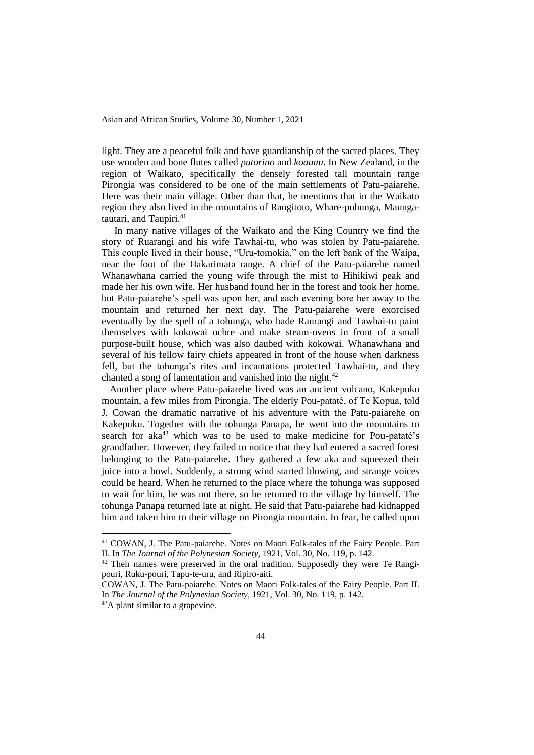light. They are a peaceful folk and have guardianship of the sacred places. They use wooden and bone flutes called *putorino* and *koauau*. In New Zealand, in the region of Waikato, specifically the densely forested tall mountain range Pirongia was considered to be one of the main settlements of Patu-paiarehe. Here was their main village. Other than that, he mentions that in the Waikato region they also lived in the mountains of Rangitoto, Whare-puhunga, Maunga-tautari, and Taupiri.[41]

In many native villages of the Waikato and the King Country we find the story of Ruarangi and his wife Tawhai-tu, who was stolen by Patu-paiarehe. This couple lived in their house, "Uru-tomokia," on the left bank of the Waipa, near the foot of the Hakarimata range. A chief of the Patu-paiarehe named Whanawhana carried the young wife through the mist to Hihikiwi peak and made her his own wife. Her husband found her in the forest and took her home, but Patu-paiarehe's spell was upon her, and each evening bore her away to the mountain and returned her next day. The Patu-paiarehe were exorcised eventually by the spell of a tohunga, who bade Raurangi and Tawhai-tu paint themselves with kokowai ochre and make steam-ovens in front of a small purpose-built house, which was also daubed with kokowai. Whanawhana and several of his fellow fairy chiefs appeared in front of the house when darkness fell, but the tohunga's rites and incantations protected Tawhai-tu, and they chanted a song of lamentation and vanished into the night.[42]

Another place where Patu-paiarehe lived was an ancient volcano, Kakepuku mountain, a few miles from Pirongia. The elderly Pou-pataté, of Te Kopua, told J. Cowan the dramatic narrative of his adventure with the Patu-paiarehe on Kakepuku. Together with the tohunga Panapa, he went into the mountains to search for aka[43] which was to be used to make medicine for Pou-pataté's grandfather. However, they failed to notice that they had entered a sacred forest belonging to the Patu-paiarehe. They gathered a few aka and squeezed their juice into a bowl. Suddenly, a strong wind started blowing, and strange voices could be heard. When he returned to the place where the tohunga was supposed to wait for him, he was not there, so he returned to the village by himself. The tohunga Panapa returned late at night. He said that Patu-paiarehe had kidnapped him and taken him to their village on Pirongia mountain. In fear, he called upon

---

[41] COWAN, J. The Patu-paiarehe. Notes on Maori Folk-tales of the Fairy People. Part II. In *The Journal of the Polynesian Society*, 1921, Vol. 30, No. 119, p. 142.

[42] Their names were preserved in the oral tradition. Supposedly they were Te Rangi-pouri, Ruku-pouri, Tapu-te-uru, and Ripiro-aiti.

COWAN, J. The Patu-paiarehe. Notes on Maori Folk-tales of the Fairy People. Part II. In *The Journal of the Polynesian Society*, 1921, Vol. 30, No. 119, p. 142.

[43] A plant similar to a grapevine.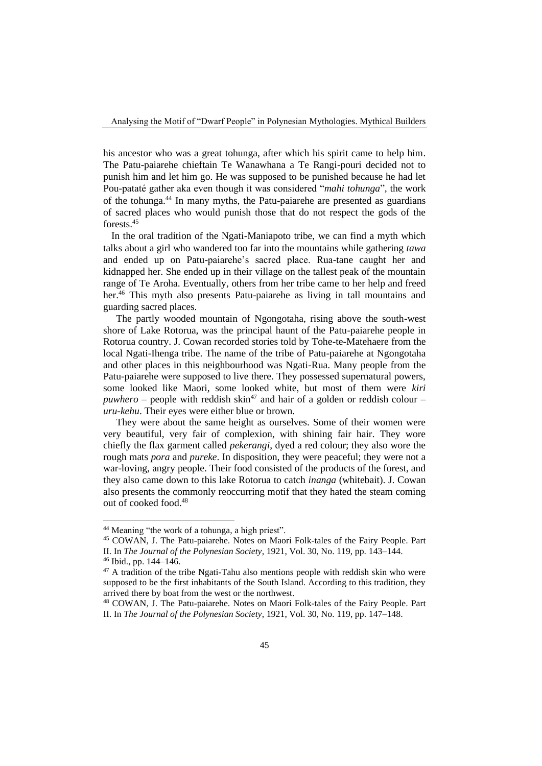his ancestor who was a great tohunga, after which his spirit came to help him. The Patu-paiarehe chieftain Te Wanawhana a Te Rangi-pouri decided not to punish him and let him go. He was supposed to be punished because he had let Pou-pataté gather aka even though it was considered "*mahi tohunga*", the work of the tohunga.[44] In many myths, the Patu-paiarehe are presented as guardians of sacred places who would punish those that do not respect the gods of the forests.[45]

In the oral tradition of the Ngati-Maniapoto tribe, we can find a myth which talks about a girl who wandered too far into the mountains while gathering *tawa* and ended up on Patu-paiarehe's sacred place. Rua-tane caught her and kidnapped her. She ended up in their village on the tallest peak of the mountain range of Te Aroha. Eventually, others from her tribe came to her help and freed her.[46] This myth also presents Patu-paiarehe as living in tall mountains and guarding sacred places.

The partly wooded mountain of Ngongotaha, rising above the south-west shore of Lake Rotorua, was the principal haunt of the Patu-paiarehe people in Rotorua country. J. Cowan recorded stories told by Tohe-te-Matehaere from the local Ngati-Ihenga tribe. The name of the tribe of Patu-paiarehe at Ngongotaha and other places in this neighbourhood was Ngati-Rua. Many people from the Patu-paiarehe were supposed to live there. They possessed supernatural powers, some looked like Maori, some looked white, but most of them were *kiri puwhero* – people with reddish skin[47] and hair of a golden or reddish colour – *uru-kehu*. Their eyes were either blue or brown.

They were about the same height as ourselves. Some of their women were very beautiful, very fair of complexion, with shining fair hair. They wore chiefly the flax garment called *pekerangi*, dyed a red colour; they also wore the rough mats *pora* and *pureke*. In disposition, they were peaceful; they were not a war-loving, angry people. Their food consisted of the products of the forest, and they also came down to this lake Rotorua to catch *inanga* (whitebait). J. Cowan also presents the commonly reoccurring motif that they hated the steam coming out of cooked food.[48]

---

[44] Meaning "the work of a tohunga, a high priest".

[45] COWAN, J. The Patu-paiarehe. Notes on Maori Folk-tales of the Fairy People. Part II. In *The Journal of the Polynesian Society*, 1921, Vol. 30, No. 119, pp. 143–144.

[46] Ibid., pp. 144–146.

[47] A tradition of the tribe Ngati-Tahu also mentions people with reddish skin who were supposed to be the first inhabitants of the South Island. According to this tradition, they arrived there by boat from the west or the northwest.

[48] COWAN, J. The Patu-paiarehe. Notes on Maori Folk-tales of the Fairy People. Part II. In *The Journal of the Polynesian Society*, 1921, Vol. 30, No. 119, pp. 147–148.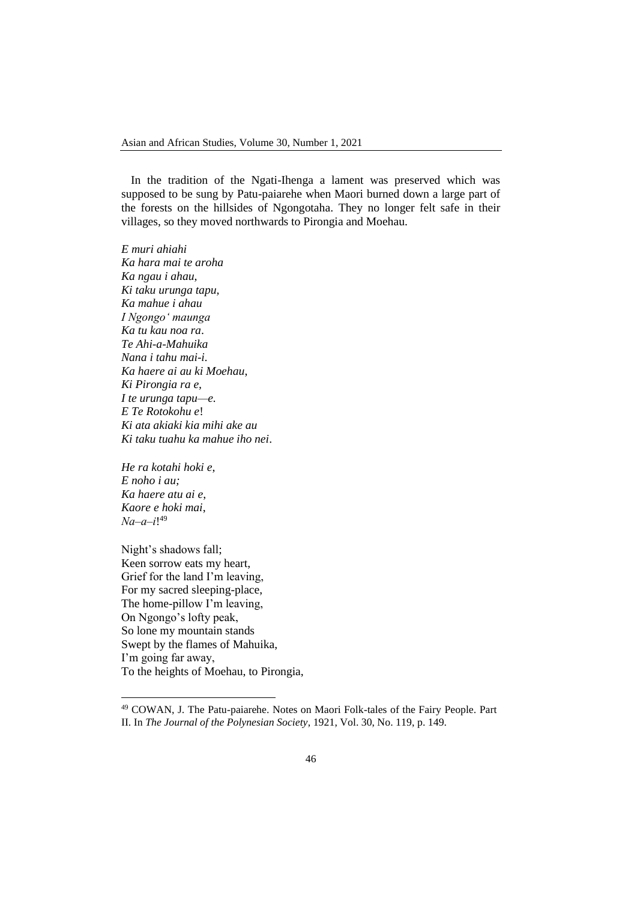In the tradition of the Ngati-Ihenga a lament was preserved which was supposed to be sung by Patu-paiarehe when Maori burned down a large part of the forests on the hillsides of Ngongotaha. They no longer felt safe in their villages, so they moved northwards to Pirongia and Moehau.

*E muri ahiahi*  
*Ka hara mai te aroha*  
*Ka ngau i ahau,*  
*Ki taku urunga tapu,*  
*Ka mahue i ahau*  
*I Ngongo' maunga*  
*Ka tu kau noa ra.*  
*Te Ahi-a-Mahuika*  
*Nana i tahu mai-i.*  
*Ka haere ai au ki Moehau,*  
*Ki Pirongia ra e,*  
*I te urunga tapu—e.*  
*E Te Rotokohu e*!  
*Ki ata akiaki kia mihi ake au*  
*Ki taku tuahu ka mahue iho nei.*

*He ra kotahi hoki e,*  
*E noho i au;*  
*Ka haere atu ai e,*  
*Kaore e hoki mai,*  
*Na–a–i*![49]

Night's shadows fall;  
Keen sorrow eats my heart,  
Grief for the land I'm leaving,  
For my sacred sleeping-place,  
The home-pillow I'm leaving,  
On Ngongo's lofty peak,  
So lone my mountain stands  
Swept by the flames of Mahuika,  
I'm going far away,  
To the heights of Moehau, to Pirongia,

---

[49] COWAN, J. The Patu-paiarehe. Notes on Maori Folk-tales of the Fairy People. Part II. In *The Journal of the Polynesian Society*, 1921, Vol. 30, No. 119, p. 149.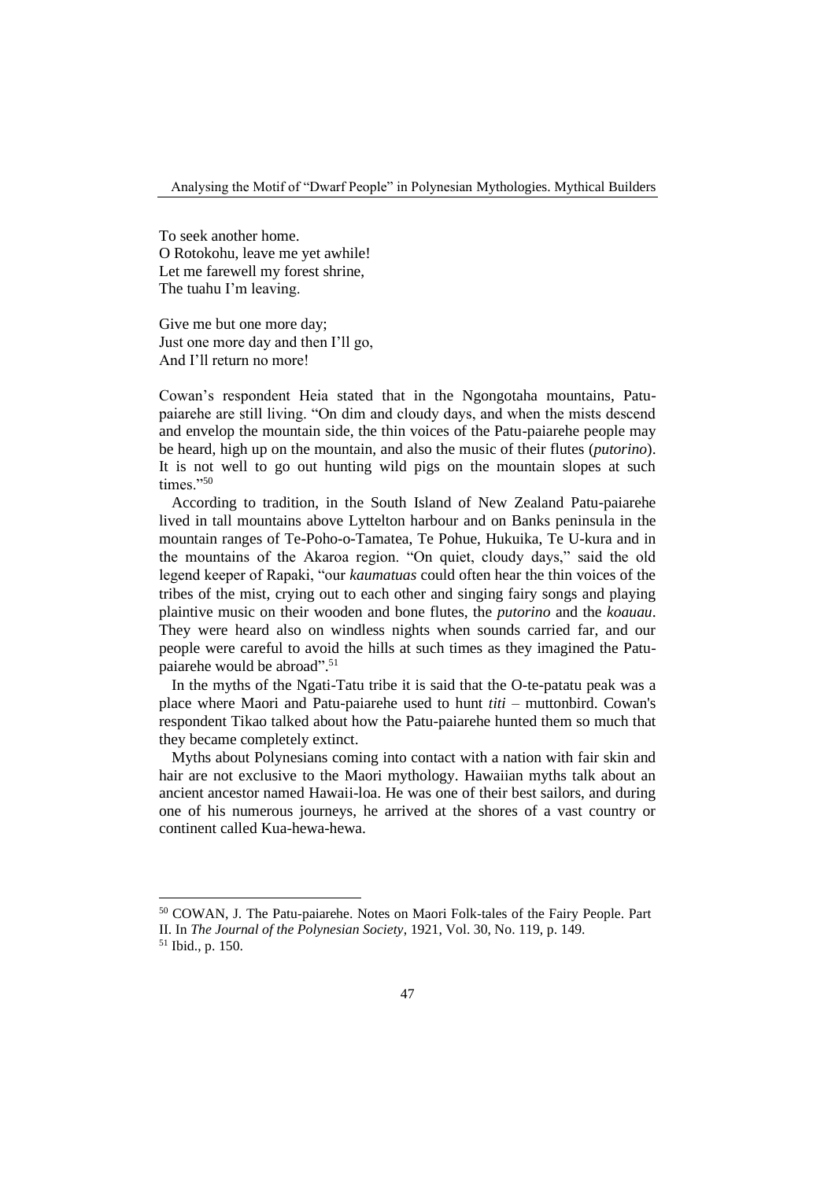To seek another home.  
O Rotokohu, leave me yet awhile!  
Let me farewell my forest shrine,  
The tuahu I'm leaving.

Give me but one more day;  
Just one more day and then I'll go,  
And I'll return no more!

Cowan's respondent Heia stated that in the Ngongotaha mountains, Patu-paiarehe are still living. "On dim and cloudy days, and when the mists descend and envelop the mountain side, the thin voices of the Patu-paiarehe people may be heard, high up on the mountain, and also the music of their flutes (*putorino*). It is not well to go out hunting wild pigs on the mountain slopes at such times."[50]

According to tradition, in the South Island of New Zealand Patu-paiarehe lived in tall mountains above Lyttelton harbour and on Banks peninsula in the mountain ranges of Te-Poho-o-Tamatea, Te Pohue, Hukuika, Te U-kura and in the mountains of the Akaroa region. "On quiet, cloudy days," said the old legend keeper of Rapaki, "our *kaumatuas* could often hear the thin voices of the tribes of the mist, crying out to each other and singing fairy songs and playing plaintive music on their wooden and bone flutes, the *putorino* and the *koauau*. They were heard also on windless nights when sounds carried far, and our people were careful to avoid the hills at such times as they imagined the Patu-paiarehe would be abroad".[51]

In the myths of the Ngati-Tatu tribe it is said that the O-te-patatu peak was a place where Maori and Patu-paiarehe used to hunt *titi* – muttonbird. Cowan's respondent Tikao talked about how the Patu-paiarehe hunted them so much that they became completely extinct.

Myths about Polynesians coming into contact with a nation with fair skin and hair are not exclusive to the Maori mythology. Hawaiian myths talk about an ancient ancestor named Hawaii-loa. He was one of their best sailors, and during one of his numerous journeys, he arrived at the shores of a vast country or continent called Kua-hewa-hewa.

---

[50] COWAN, J. The Patu-paiarehe. Notes on Maori Folk-tales of the Fairy People. Part II. In *The Journal of the Polynesian Society*, 1921, Vol. 30, No. 119, p. 149.

[51] Ibid., p. 150.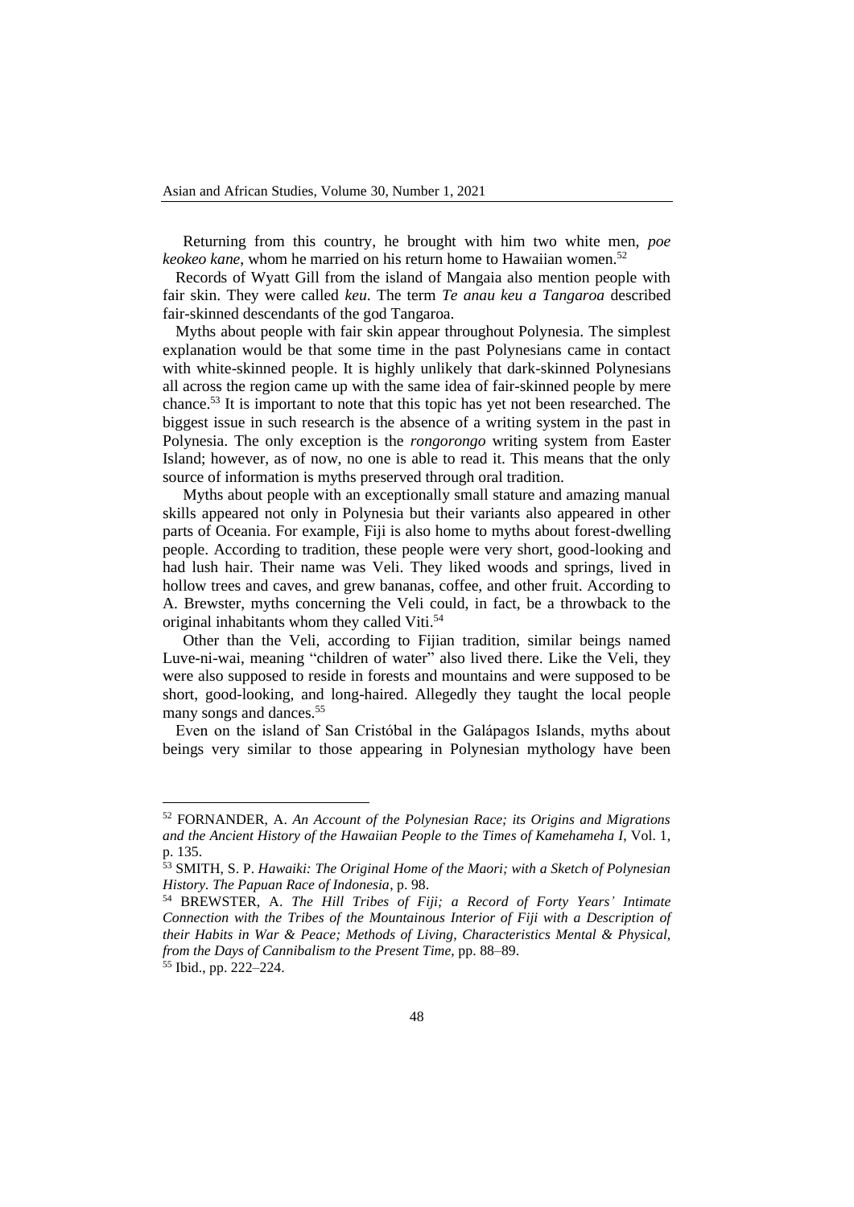Returning from this country, he brought with him two white men, *poe keokeo kane*, whom he married on his return home to Hawaiian women.[52]

Records of Wyatt Gill from the island of Mangaia also mention people with fair skin. They were called *keu*. The term *Te anau keu a Tangaroa* described fair-skinned descendants of the god Tangaroa.

Myths about people with fair skin appear throughout Polynesia. The simplest explanation would be that some time in the past Polynesians came in contact with white-skinned people. It is highly unlikely that dark-skinned Polynesians all across the region came up with the same idea of fair-skinned people by mere chance.[53] It is important to note that this topic has yet not been researched. The biggest issue in such research is the absence of a writing system in the past in Polynesia. The only exception is the *rongorongo* writing system from Easter Island; however, as of now, no one is able to read it. This means that the only source of information is myths preserved through oral tradition.

Myths about people with an exceptionally small stature and amazing manual skills appeared not only in Polynesia but their variants also appeared in other parts of Oceania. For example, Fiji is also home to myths about forest-dwelling people. According to tradition, these people were very short, good-looking and had lush hair. Their name was Veli. They liked woods and springs, lived in hollow trees and caves, and grew bananas, coffee, and other fruit. According to A. Brewster, myths concerning the Veli could, in fact, be a throwback to the original inhabitants whom they called Viti.[54]

Other than the Veli, according to Fijian tradition, similar beings named Luve-ni-wai, meaning "children of water" also lived there. Like the Veli, they were also supposed to reside in forests and mountains and were supposed to be short, good-looking, and long-haired. Allegedly they taught the local people many songs and dances.[55]

Even on the island of San Cristóbal in the Galápagos Islands, myths about beings very similar to those appearing in Polynesian mythology have been

---

[52] FORNANDER, A. *An Account of the Polynesian Race; its Origins and Migrations and the Ancient History of the Hawaiian People to the Times of Kamehameha I*, Vol. 1, p. 135.

[53] SMITH, S. P. *Hawaiki: The Original Home of the Maori; with a Sketch of Polynesian History. The Papuan Race of Indonesia*, p. 98.

[54] BREWSTER, A. *The Hill Tribes of Fiji; a Record of Forty Years' Intimate Connection with the Tribes of the Mountainous Interior of Fiji with a Description of their Habits in War & Peace; Methods of Living, Characteristics Mental & Physical, from the Days of Cannibalism to the Present Time*, pp. 88–89.

[55] Ibid., pp. 222–224.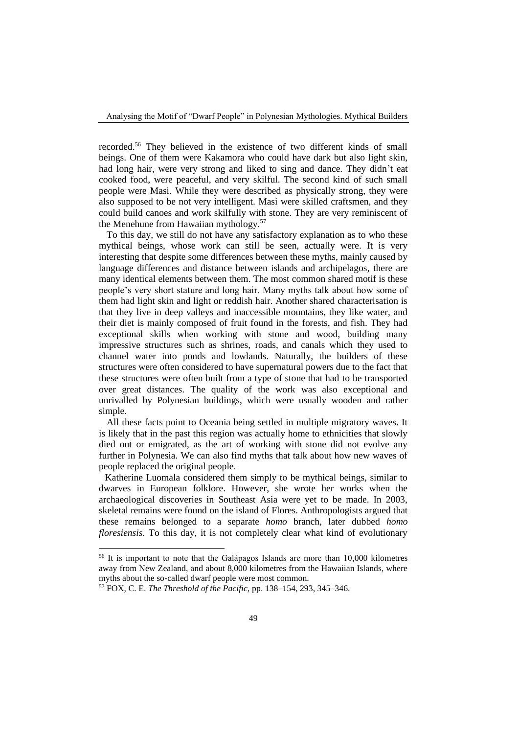recorded.[56] They believed in the existence of two different kinds of small beings. One of them were Kakamora who could have dark but also light skin, had long hair, were very strong and liked to sing and dance. They didn't eat cooked food, were peaceful, and very skilful. The second kind of such small people were Masi. While they were described as physically strong, they were also supposed to be not very intelligent. Masi were skilled craftsmen, and they could build canoes and work skilfully with stone. They are very reminiscent of the Menehune from Hawaiian mythology.[57]

To this day, we still do not have any satisfactory explanation as to who these mythical beings, whose work can still be seen, actually were. It is very interesting that despite some differences between these myths, mainly caused by language differences and distance between islands and archipelagos, there are many identical elements between them. The most common shared motif is these people's very short stature and long hair. Many myths talk about how some of them had light skin and light or reddish hair. Another shared characterisation is that they live in deep valleys and inaccessible mountains, they like water, and their diet is mainly composed of fruit found in the forests, and fish. They had exceptional skills when working with stone and wood, building many impressive structures such as shrines, roads, and canals which they used to channel water into ponds and lowlands. Naturally, the builders of these structures were often considered to have supernatural powers due to the fact that these structures were often built from a type of stone that had to be transported over great distances. The quality of the work was also exceptional and unrivalled by Polynesian buildings, which were usually wooden and rather simple.

All these facts point to Oceania being settled in multiple migratory waves. It is likely that in the past this region was actually home to ethnicities that slowly died out or emigrated, as the art of working with stone did not evolve any further in Polynesia. We can also find myths that talk about how new waves of people replaced the original people.

Katherine Luomala considered them simply to be mythical beings, similar to dwarves in European folklore. However, she wrote her works when the archaeological discoveries in Southeast Asia were yet to be made. In 2003, skeletal remains were found on the island of Flores. Anthropologists argued that these remains belonged to a separate *homo* branch, later dubbed *homo floresiensis.* To this day, it is not completely clear what kind of evolutionary

---

[56] It is important to note that the Galápagos Islands are more than 10,000 kilometres away from New Zealand, and about 8,000 kilometres from the Hawaiian Islands, where myths about the so-called dwarf people were most common.

[57] FOX, C. E. *The Threshold of the Pacific*, pp. 138–154, 293, 345–346.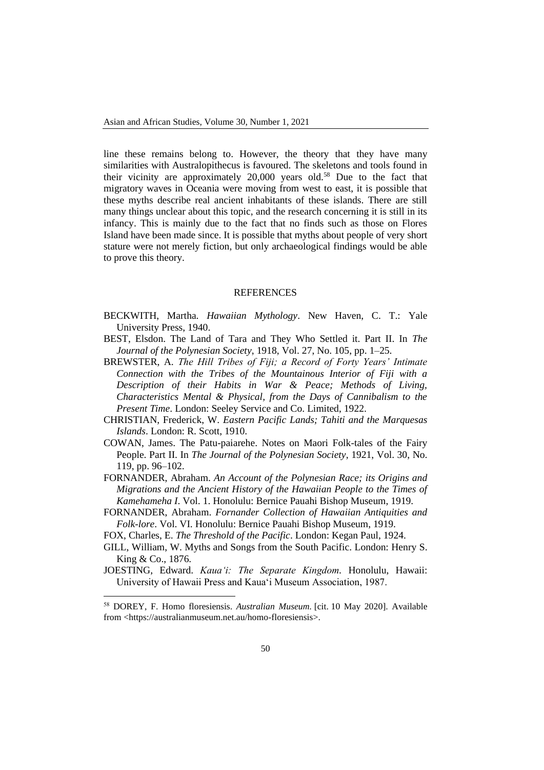line these remains belong to. However, the theory that they have many similarities with Australopithecus is favoured. The skeletons and tools found in their vicinity are approximately 20,000 years old.[58] Due to the fact that migratory waves in Oceania were moving from west to east, it is possible that these myths describe real ancient inhabitants of these islands. There are still many things unclear about this topic, and the research concerning it is still in its infancy. This is mainly due to the fact that no finds such as those on Flores Island have been made since. It is possible that myths about people of very short stature were not merely fiction, but only archaeological findings would be able to prove this theory.

## REFERENCES

BECKWITH, Martha. *Hawaiian Mythology*. New Haven, C. T.: Yale University Press, 1940.

BEST, Elsdon. The Land of Tara and They Who Settled it. Part II. In *The Journal of the Polynesian Society*, 1918, Vol. 27, No. 105, pp. 1–25.

BREWSTER, A. *The Hill Tribes of Fiji; a Record of Forty Years' Intimate Connection with the Tribes of the Mountainous Interior of Fiji with a Description of their Habits in War & Peace; Methods of Living, Characteristics Mental & Physical, from the Days of Cannibalism to the Present Time*. London: Seeley Service and Co. Limited, 1922.

CHRISTIAN, Frederick, W. *Eastern Pacific Lands; Tahiti and the Marquesas Islands*. London: R. Scott, 1910.

COWAN, James. The Patu-paiarehe. Notes on Maori Folk-tales of the Fairy People. Part II. In *The Journal of the Polynesian Society*, 1921, Vol. 30, No. 119, pp. 96–102.

FORNANDER, Abraham. *An Account of the Polynesian Race; its Origins and Migrations and the Ancient History of the Hawaiian People to the Times of Kamehameha I*. Vol. 1. Honolulu: Bernice Pauahi Bishop Museum, 1919.

FORNANDER, Abraham. *Fornander Collection of Hawaiian Antiquities and Folk-lore*. Vol. VI. Honolulu: Bernice Pauahi Bishop Museum, 1919.

FOX, Charles, E. *The Threshold of the Pacific*. London: Kegan Paul, 1924.

GILL, William, W. Myths and Songs from the South Pacific. London: Henry S. King & Co., 1876.

JOESTING, Edward. *Kaua'i: The Separate Kingdom*. Honolulu, Hawaii: University of Hawaii Press and Kaua'i Museum Association, 1987.

---

[58] DOREY, F. Homo floresiensis. *Australian Museum*. [cit. 10 May 2020]. Available from <https://australianmuseum.net.au/homo-floresiensis>.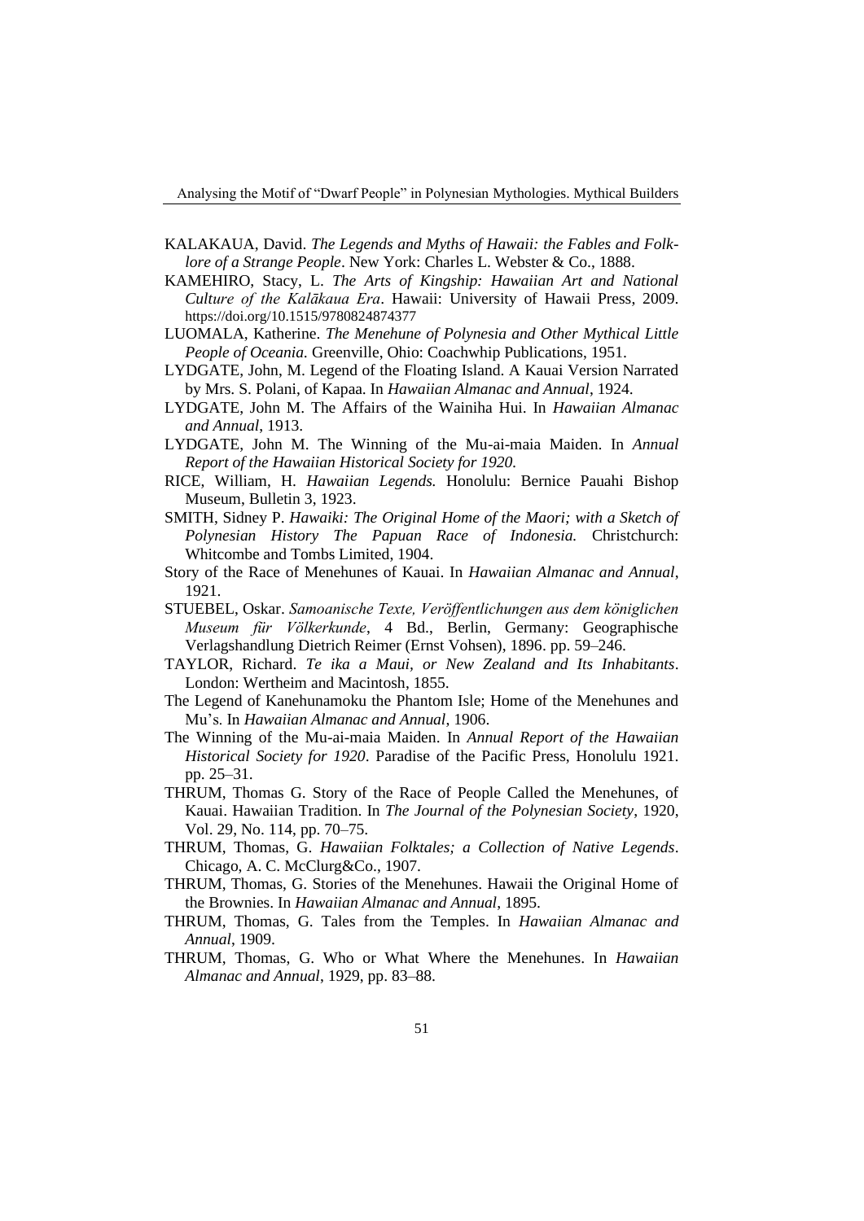KALAKAUA, David. *The Legends and Myths of Hawaii: the Fables and Folk-lore of a Strange People*. New York: Charles L. Webster & Co., 1888.

KAMEHIRO, Stacy, L. *The Arts of Kingship: Hawaiian Art and National Culture of the Kalākaua Era*. Hawaii: University of Hawaii Press, 2009. https://doi.org/10.1515/9780824874377

LUOMALA, Katherine. *The Menehune of Polynesia and Other Mythical Little People of Oceania.* Greenville, Ohio: Coachwhip Publications, 1951.

LYDGATE, John, M. Legend of the Floating Island. A Kauai Version Narrated by Mrs. S. Polani, of Kapaa. In *Hawaiian Almanac and Annual*, 1924.

LYDGATE, John M. The Affairs of the Wainiha Hui. In *Hawaiian Almanac and Annual*, 1913.

LYDGATE, John M. The Winning of the Mu-ai-maia Maiden. In *Annual Report of the Hawaiian Historical Society for 1920.*

RICE, William, H. *Hawaiian Legends.* Honolulu: Bernice Pauahi Bishop Museum, Bulletin 3, 1923.

SMITH, Sidney P. *Hawaiki: The Original Home of the Maori; with a Sketch of Polynesian History The Papuan Race of Indonesia.* Christchurch: Whitcombe and Tombs Limited, 1904.

Story of the Race of Menehunes of Kauai. In *Hawaiian Almanac and Annual*, 1921.

STUEBEL, Oskar. *Samoanische Texte, Veröffentlichungen aus dem königlichen Museum für Völkerkunde*, 4 Bd., Berlin, Germany: Geographische Verlagshandlung Dietrich Reimer (Ernst Vohsen), 1896. pp. 59–246.

TAYLOR, Richard. *Te ika a Maui, or New Zealand and Its Inhabitants*. London: Wertheim and Macintosh, 1855.

The Legend of Kanehunamoku the Phantom Isle; Home of the Menehunes and Mu's. In *Hawaiian Almanac and Annual*, 1906.

The Winning of the Mu-ai-maia Maiden. In *Annual Report of the Hawaiian Historical Society for 1920*. Paradise of the Pacific Press, Honolulu 1921. pp. 25–31.

THRUM, Thomas G. Story of the Race of People Called the Menehunes, of Kauai. Hawaiian Tradition. In *The Journal of the Polynesian Society*, 1920, Vol. 29, No. 114, pp. 70–75.

THRUM, Thomas, G. *Hawaiian Folktales; a Collection of Native Legends*. Chicago, A. C. McClurg&Co., 1907.

THRUM, Thomas, G. Stories of the Menehunes. Hawaii the Original Home of the Brownies. In *Hawaiian Almanac and Annual*, 1895.

THRUM, Thomas, G. Tales from the Temples. In *Hawaiian Almanac and Annual*, 1909.

THRUM, Thomas, G. Who or What Where the Menehunes. In *Hawaiian Almanac and Annual*, 1929, pp. 83–88.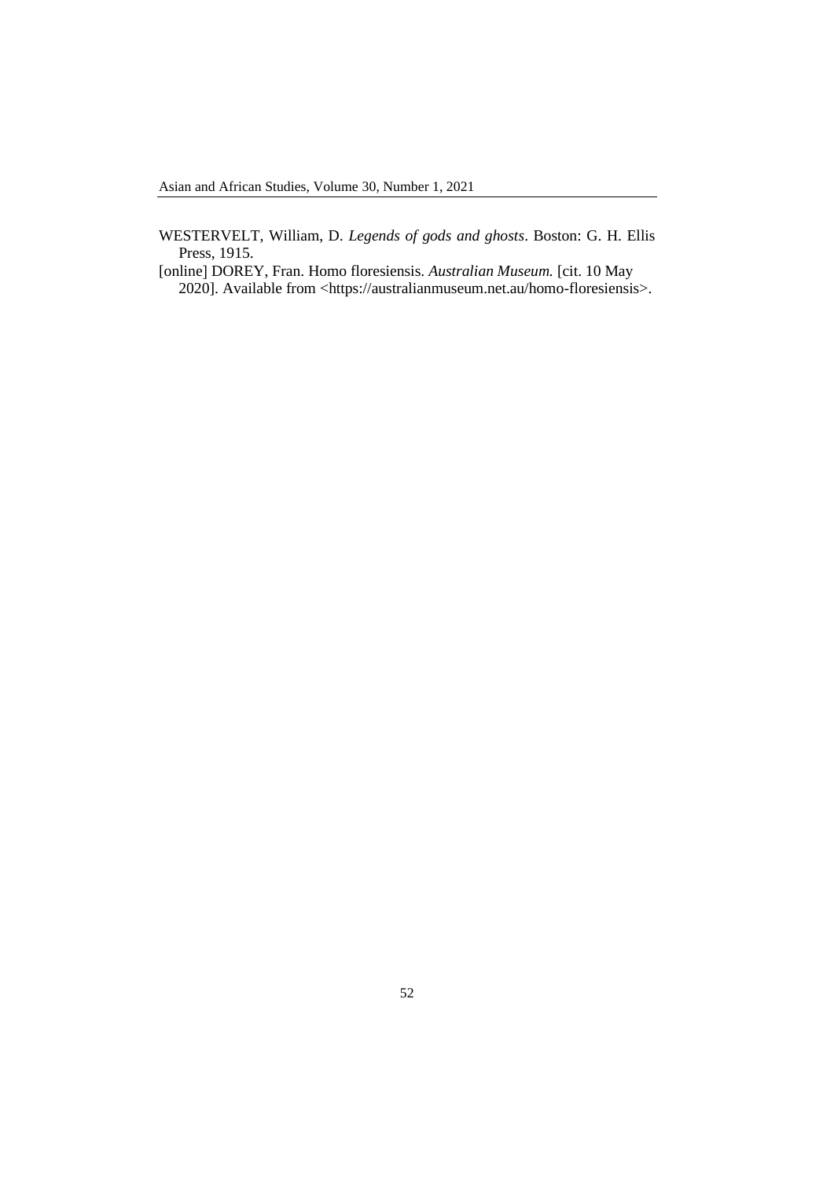WESTERVELT, William, D. *Legends of gods and ghosts*. Boston: G. H. Ellis Press, 1915.

[online] DOREY, Fran. Homo floresiensis. *Australian Museum.* [cit. 10 May 2020]. Available from <https://australianmuseum.net.au/homo-floresiensis>.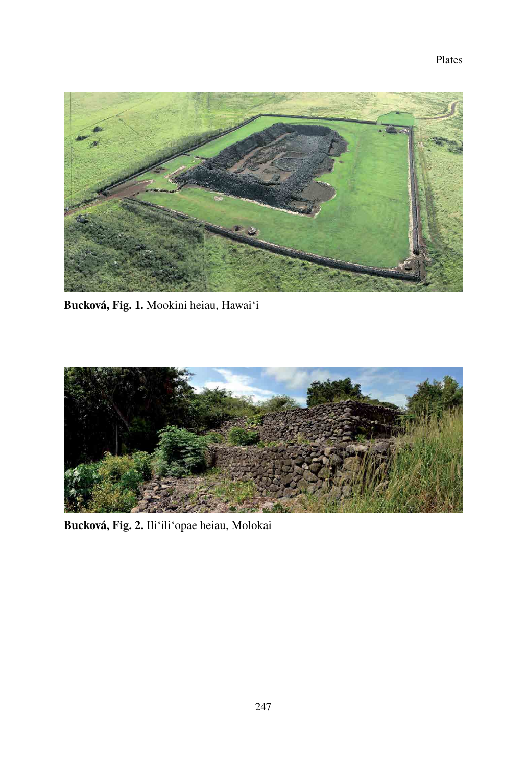**Bucková, Fig. 1.** Mookini heiau, Hawai‘i

**Bucková, Fig. 2.** Ili‘ili‘opae heiau, Molokai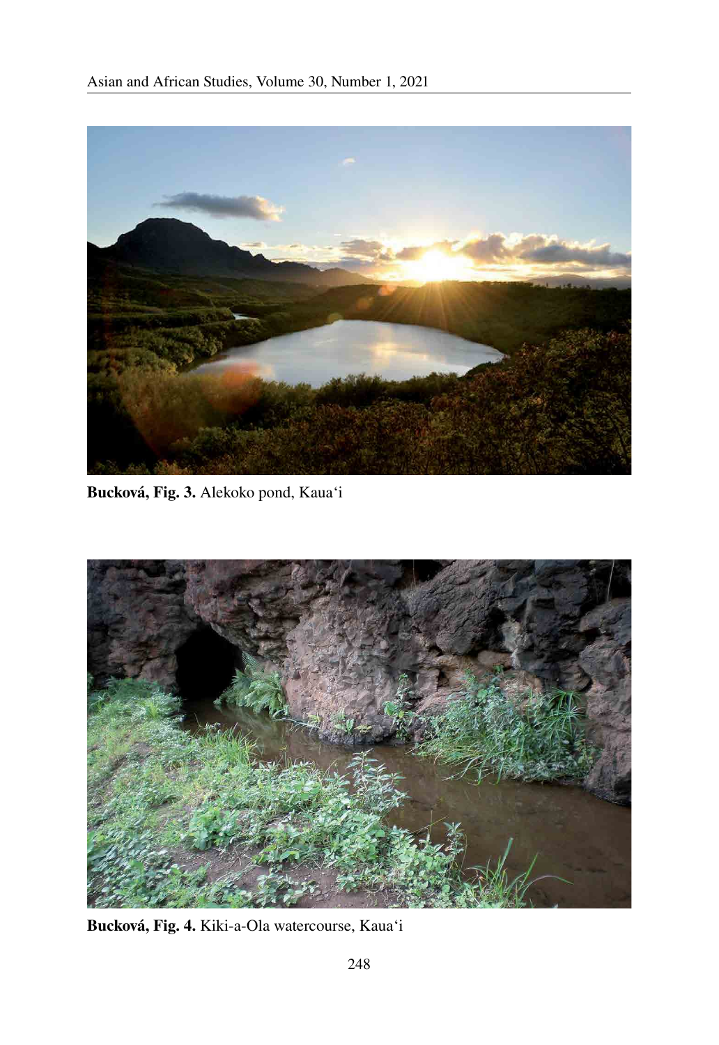**Bucková, Fig. 3.** Alekoko pond, Kaua'i

**Bucková, Fig. 4.** Kiki-a-Ola watercourse, Kaua'i